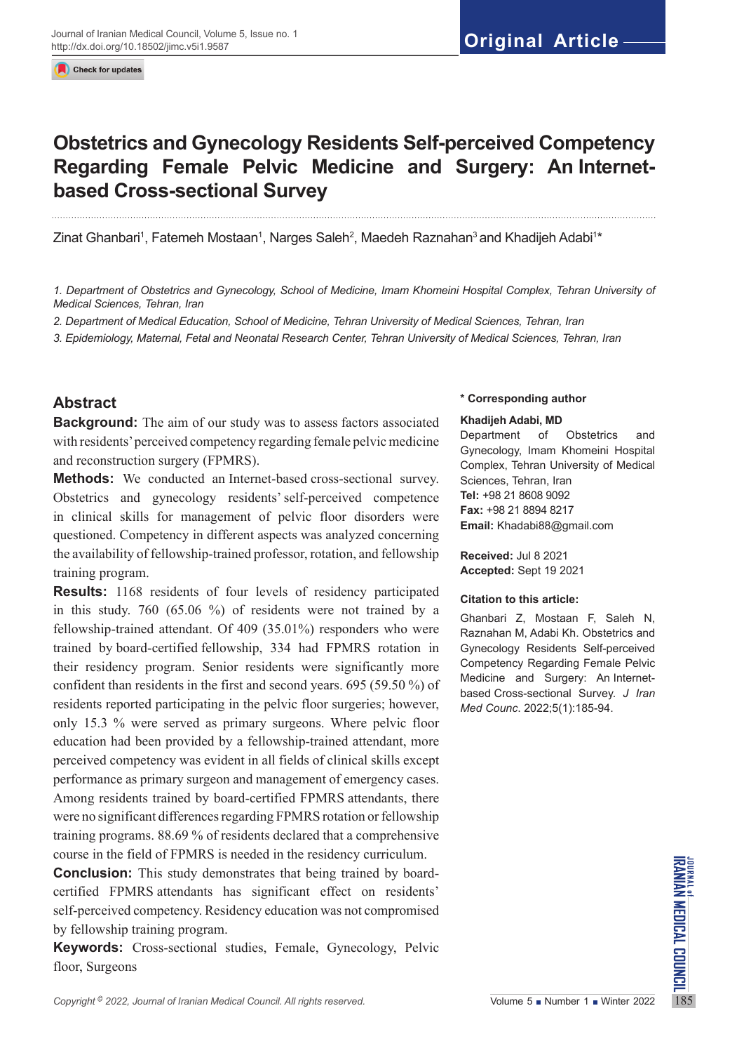Original Article

# Obstetrics and Gynecology Residents Self-perceived Competency Regarding Female Pelvic Medicine and Surgery: An Internet-based Cross-sectional Survey

Zinat Ghanbari[1], Fatemeh Mostaan[1], Narges Saleh[2], Maedeh Raznahan[3] and Khadijeh Adabi[1]*

1. *Department of Obstetrics and Gynecology, School of Medicine, Imam Khomeini Hospital Complex, Tehran University of Medical Sciences, Tehran, Iran*
2. *Department of Medical Education, School of Medicine, Tehran University of Medical Sciences, Tehran, Iran*
3. *Epidemiology, Maternal, Fetal and Neonatal Research Center, Tehran University of Medical Sciences, Tehran, Iran*

## Abstract

**Background:** The aim of our study was to assess factors associated with residents' perceived competency regarding female pelvic medicine and reconstruction surgery (FPMRS).

**Methods:** We conducted an Internet-based cross-sectional survey. Obstetrics and gynecology residents' self-perceived competence in clinical skills for management of pelvic floor disorders were questioned. Competency in different aspects was analyzed concerning the availability of fellowship-trained professor, rotation, and fellowship training program.

**Results:** 1168 residents of four levels of residency participated in this study. 760 (65.06 %) of residents were not trained by a fellowship-trained attendant. Of 409 (35.01%) responders who were trained by board-certified fellowship, 334 had FPMRS rotation in their residency program. Senior residents were significantly more confident than residents in the first and second years. 695 (59.50 %) of residents reported participating in the pelvic floor surgeries; however, only 15.3 % were served as primary surgeons. Where pelvic floor education had been provided by a fellowship-trained attendant, more perceived competency was evident in all fields of clinical skills except performance as primary surgeon and management of emergency cases. Among residents trained by board-certified FPMRS attendants, there were no significant differences regarding FPMRS rotation or fellowship training programs. 88.69 % of residents declared that a comprehensive course in the field of FPMRS is needed in the residency curriculum.

**Conclusion:** This study demonstrates that being trained by board-certified FPMRS attendants has significant effect on residents' self-perceived competency. Residency education was not compromised by fellowship training program.

**Keywords:** Cross-sectional studies, Female, Gynecology, Pelvic floor, Surgeons

**\* Corresponding author**

**Khadijeh Adabi, MD**
Department of Obstetrics and Gynecology, Imam Khomeini Hospital Complex, Tehran University of Medical Sciences, Tehran, Iran
**Tel:** +98 21 8608 9092
**Fax:** +98 21 8894 8217
**Email:** Khadabi88@gmail.com

**Received:** Jul 8 2021
**Accepted:** Sept 19 2021

**Citation to this article:**

Ghanbari Z, Mostaan F, Saleh N, Raznahan M, Adabi Kh. Obstetrics and Gynecology Residents Self-perceived Competency Regarding Female Pelvic Medicine and Surgery: An Internet-based Cross-sectional Survey. *J Iran Med Counc*. 2022;5(1):185-94.

Copyright © 2022, Journal of Iranian Medical Council. All rights reserved.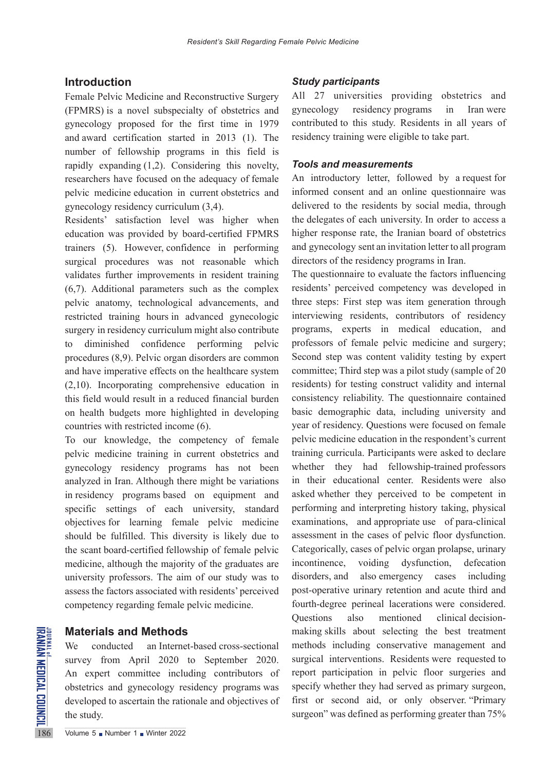## Introduction

Female Pelvic Medicine and Reconstructive Surgery (FPMRS) is a novel subspecialty of obstetrics and gynecology proposed for the first time in 1979 and award certification started in 2013 (1). The number of fellowship programs in this field is rapidly expanding (1,2). Considering this novelty, researchers have focused on the adequacy of female pelvic medicine education in current obstetrics and gynecology residency curriculum (3,4).

Residents' satisfaction level was higher when education was provided by board-certified FPMRS trainers (5). However, confidence in performing surgical procedures was not reasonable which validates further improvements in resident training (6,7). Additional parameters such as the complex pelvic anatomy, technological advancements, and restricted training hours in advanced gynecologic surgery in residency curriculum might also contribute to diminished confidence performing pelvic procedures (8,9). Pelvic organ disorders are common and have imperative effects on the healthcare system (2,10). Incorporating comprehensive education in this field would result in a reduced financial burden on health budgets more highlighted in developing countries with restricted income (6).

To our knowledge, the competency of female pelvic medicine training in current obstetrics and gynecology residency programs has not been analyzed in Iran. Although there might be variations in residency programs based on equipment and specific settings of each university, standard objectives for learning female pelvic medicine should be fulfilled. This diversity is likely due to the scant board-certified fellowship of female pelvic medicine, although the majority of the graduates are university professors. The aim of our study was to assess the factors associated with residents' perceived competency regarding female pelvic medicine.

## Materials and Methods

We conducted an Internet-based cross-sectional survey from April 2020 to September 2020. An expert committee including contributors of obstetrics and gynecology residency programs was developed to ascertain the rationale and objectives of the study.

### *Study participants*

All 27 universities providing obstetrics and gynecology residency programs in Iran were contributed to this study. Residents in all years of residency training were eligible to take part.

### *Tools and measurements*

An introductory letter, followed by a request for informed consent and an online questionnaire was delivered to the residents by social media, through the delegates of each university. In order to access a higher response rate, the Iranian board of obstetrics and gynecology sent an invitation letter to all program directors of the residency programs in Iran.

The questionnaire to evaluate the factors influencing residents' perceived competency was developed in three steps: First step was item generation through interviewing residents, contributors of residency programs, experts in medical education, and professors of female pelvic medicine and surgery; Second step was content validity testing by expert committee; Third step was a pilot study (sample of 20 residents) for testing construct validity and internal consistency reliability. The questionnaire contained basic demographic data, including university and year of residency. Questions were focused on female pelvic medicine education in the respondent's current training curricula. Participants were asked to declare whether they had fellowship-trained professors in their educational center. Residents were also asked whether they perceived to be competent in performing and interpreting history taking, physical examinations, and appropriate use of para-clinical assessment in the cases of pelvic floor dysfunction. Categorically, cases of pelvic organ prolapse, urinary incontinence, voiding dysfunction, defecation disorders, and also emergency cases including post-operative urinary retention and acute third and fourth-degree perineal lacerations were considered. Questions also mentioned clinical decision-making skills about selecting the best treatment methods including conservative management and surgical interventions. Residents were requested to report participation in pelvic floor surgeries and specify whether they had served as primary surgeon, first or second aid, or only observer. "Primary surgeon" was defined as performing greater than 75%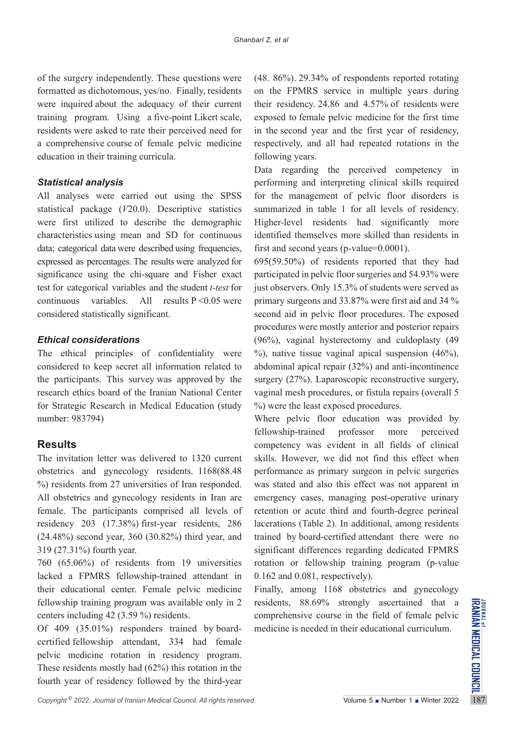of the surgery independently. These questions were formatted as dichotomous, yes/no. Finally, residents were inquired about the adequacy of their current training program. Using a five-point Likert scale, residents were asked to rate their perceived need for a comprehensive course of female pelvic medicine education in their training curricula.

### *Statistical analysis*

All analyses were carried out using the SPSS statistical package (*V*20.0). Descriptive statistics were first utilized to describe the demographic characteristics using mean and SD for continuous data; categorical data were described using frequencies, expressed as percentages. The results were analyzed for significance using the chi-square and Fisher exact test for categorical variables and the student *t-test* for continuous variables. All results P <0.05 were considered statistically significant.

### *Ethical considerations*

The ethical principles of confidentiality were considered to keep secret all information related to the participants. This survey was approved by the research ethics board of the Iranian National Center for Strategic Research in Medical Education (study number: 983794)

## Results

The invitation letter was delivered to 1320 current obstetrics and gynecology residents. 1168(88.48 %) residents from 27 universities of Iran responded. All obstetrics and gynecology residents in Iran are female. The participants comprised all levels of residency 203 (17.38%) first-year residents, 286 (24.48%) second year, 360 (30.82%) third year, and 319 (27.31%) fourth year.

760 (65.06%) of residents from 19 universities lacked a FPMRS fellowship-trained attendant in their educational center. Female pelvic medicine fellowship training program was available only in 2 centers including 42 (3.59 %) residents.

Of 409 (35.01%) responders trained by board-certified fellowship attendant, 334 had female pelvic medicine rotation in residency program. These residents mostly had (62%) this rotation in the fourth year of residency followed by the third-year (48. 86%). 29.34% of respondents reported rotating on the FPMRS service in multiple years during their residency. 24.86 and 4.57% of residents were exposed to female pelvic medicine for the first time in the second year and the first year of residency, respectively, and all had repeated rotations in the following years.

Data regarding the perceived competency in performing and interpreting clinical skills required for the management of pelvic floor disorders is summarized in table 1 for all levels of residency. Higher-level residents had significantly more identified themselves more skilled than residents in first and second years (p-value=0.0001).

695(59.50%) of residents reported that they had participated in pelvic floor surgeries and 54.93% were just observers. Only 15.3% of students were served as primary surgeons and 33.87% were first aid and 34 % second aid in pelvic floor procedures. The exposed procedures were mostly anterior and posterior repairs (96%), vaginal hysterectomy and culdoplasty (49 %), native tissue vaginal apical suspension (46%), abdominal apical repair (32%) and anti-incontinence surgery (27%). Laparoscopic reconstructive surgery, vaginal mesh procedures, or fistula repairs (overall 5 %) were the least exposed procedures.

Where pelvic floor education was provided by fellowship-trained professor more perceived competency was evident in all fields of clinical skills. However, we did not find this effect when performance as primary surgeon in pelvic surgeries was stated and also this effect was not apparent in emergency cases, managing post-operative urinary retention or acute third and fourth-degree perineal lacerations (Table 2). In additional, among residents trained by board-certified attendant there were no significant differences regarding dedicated FPMRS rotation or fellowship training program (p-value 0.162 and 0.081, respectively).

Finally, among 1168 obstetrics and gynecology residents, 88.69% strongly ascertained that a comprehensive course in the field of female pelvic medicine is needed in their educational curriculum.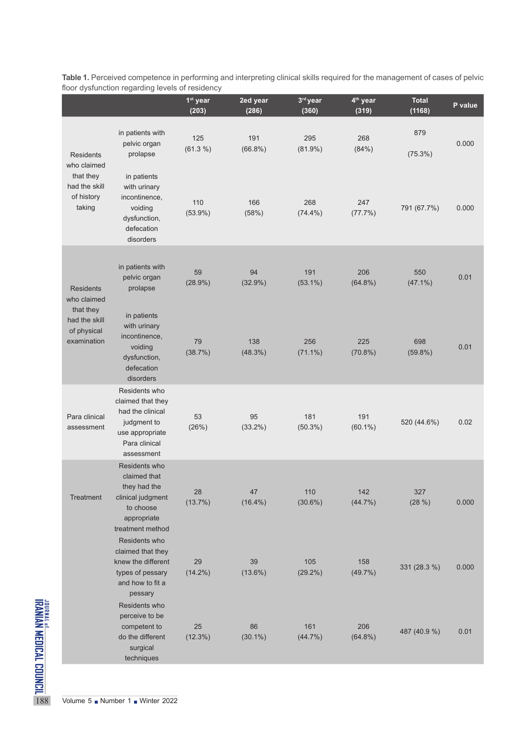**Table 1.** Perceived competence in performing and interpreting clinical skills required for the management of cases of pelvic floor dysfunction regarding levels of residency

| | | 1st year (203) | 2ed year (286) | 3rd year (360) | 4th year (319) | Total (1168) | P value |
|---|---|---|---|---|---|---|---|
| Residents who claimed that they had the skill of history taking | in patients with pelvic organ prolapse | 125 (61.3 %) | 191 (66.8%) | 295 (81.9%) | 268 (84%) | 879 (75.3%) | 0.000 |
| | in patients with urinary incontinence, voiding dysfunction, defecation disorders | 110 (53.9%) | 166 (58%) | 268 (74.4%) | 247 (77.7%) | 791 (67.7%) | 0.000 |
| Residents who claimed that they had the skill of physical examination | in patients with pelvic organ prolapse | 59 (28.9%) | 94 (32.9%) | 191 (53.1%) | 206 (64.8%) | 550 (47.1%) | 0.01 |
| | in patients with urinary incontinence, voiding dysfunction, defecation disorders | 79 (38.7%) | 138 (48.3%) | 256 (71.1%) | 225 (70.8%) | 698 (59.8%) | 0.01 |
| Para clinical assessment | Residents who claimed that they had the clinical judgment to use appropriate Para clinical assessment | 53 (26%) | 95 (33.2%) | 181 (50.3%) | 191 (60.1%) | 520 (44.6%) | 0.02 |
| Treatment | Residents who claimed that they had the clinical judgment to choose appropriate treatment method | 28 (13.7%) | 47 (16.4%) | 110 (30.6%) | 142 (44.7%) | 327 (28 %) | 0.000 |
| | Residents who claimed that they knew the different types of pessary and how to fit a pessary | 29 (14.2%) | 39 (13.6%) | 105 (29.2%) | 158 (49.7%) | 331 (28.3 %) | 0.000 |
| | Residents who perceive to be competent to do the different surgical techniques | 25 (12.3%) | 86 (30.1%) | 161 (44.7%) | 206 (64.8%) | 487 (40.9 %) | 0.01 |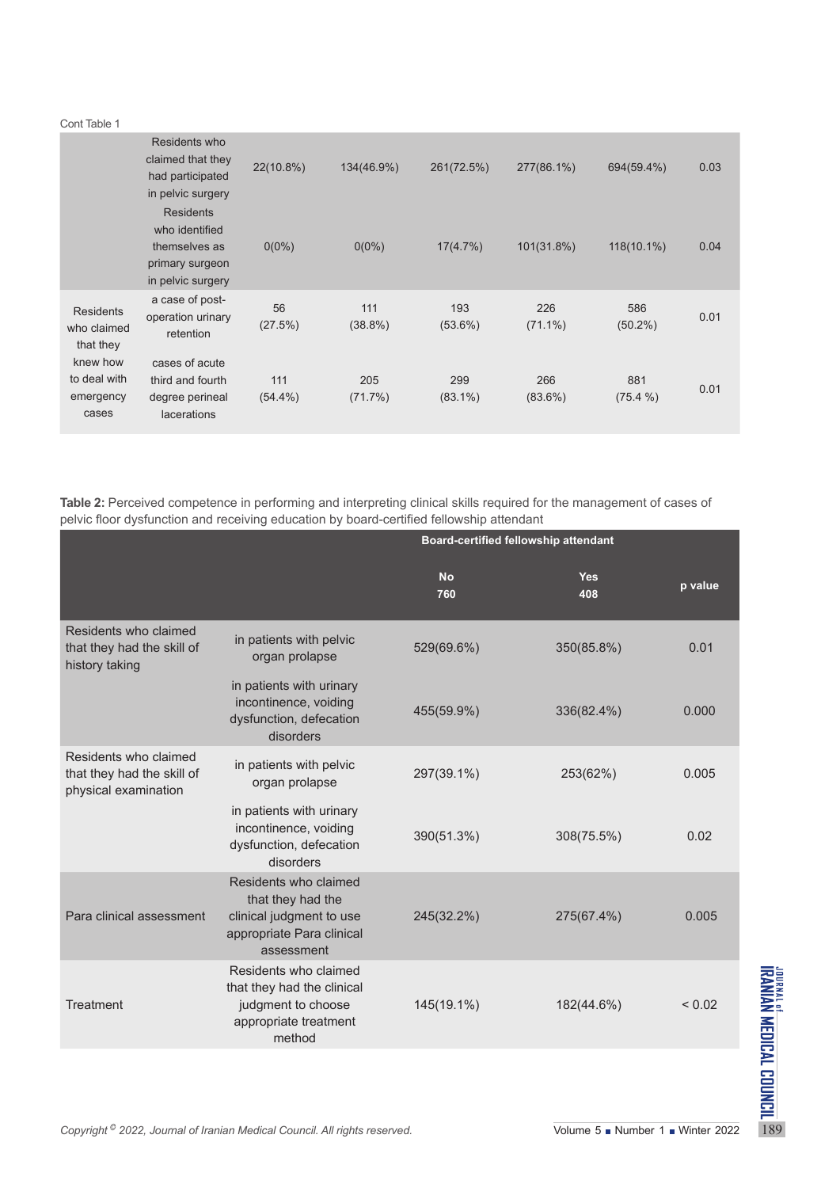Cont Table 1

| | | | | | | | |
|---|---|---|---|---|---|---|---|
| | Residents who claimed that they had participated in pelvic surgery | 22(10.8%) | 134(46.9%) | 261(72.5%) | 277(86.1%) | 694(59.4%) | 0.03 |
| | Residents who identified themselves as primary surgeon in pelvic surgery | 0(0%) | 0(0%) | 17(4.7%) | 101(31.8%) | 118(10.1%) | 0.04 |
| Residents who claimed that they knew how to deal with emergency cases | a case of post-operation urinary retention | 56 (27.5%) | 111 (38.8%) | 193 (53.6%) | 226 (71.1%) | 586 (50.2%) | 0.01 |
| | cases of acute third and fourth degree perineal lacerations | 111 (54.4%) | 205 (71.7%) | 299 (83.1%) | 266 (83.6%) | 881 (75.4 %) | 0.01 |

**Table 2:** Perceived competence in performing and interpreting clinical skills required for the management of cases of pelvic floor dysfunction and receiving education by board-certified fellowship attendant

| | | Board-certified fellowship attendant | | |
|---|---|---|---|---|
| | | No 760 | Yes 408 | p value |
| Residents who claimed that they had the skill of history taking | in patients with pelvic organ prolapse | 529(69.6%) | 350(85.8%) | 0.01 |
| | in patients with urinary incontinence, voiding dysfunction, defecation disorders | 455(59.9%) | 336(82.4%) | 0.000 |
| Residents who claimed that they had the skill of physical examination | in patients with pelvic organ prolapse | 297(39.1%) | 253(62%) | 0.005 |
| | in patients with urinary incontinence, voiding dysfunction, defecation disorders | 390(51.3%) | 308(75.5%) | 0.02 |
| Para clinical assessment | Residents who claimed that they had the clinical judgment to use appropriate Para clinical assessment | 245(32.2%) | 275(67.4%) | 0.005 |
| Treatment | Residents who claimed that they had the clinical judgment to choose appropriate treatment method | 145(19.1%) | 182(44.6%) | < 0.02 |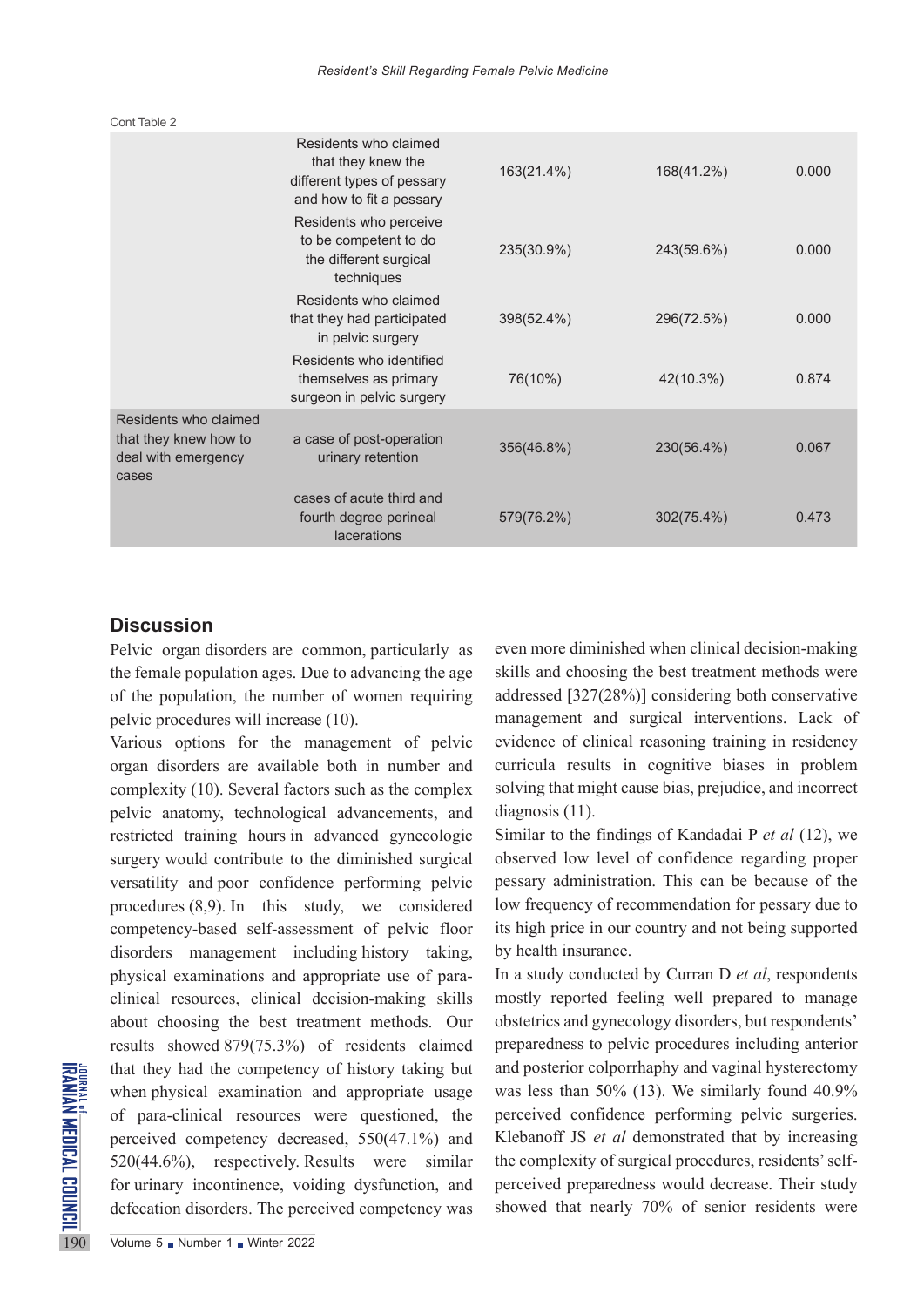Cont Table 2

| | | | | |
|---|---|---|---|---|
| | Residents who claimed that they knew the different types of pessary and how to fit a pessary | 163(21.4%) | 168(41.2%) | 0.000 |
| | Residents who perceive to be competent to do the different surgical techniques | 235(30.9%) | 243(59.6%) | 0.000 |
| | Residents who claimed that they had participated in pelvic surgery | 398(52.4%) | 296(72.5%) | 0.000 |
| | Residents who identified themselves as primary surgeon in pelvic surgery | 76(10%) | 42(10.3%) | 0.874 |
| Residents who claimed that they knew how to deal with emergency cases | a case of post-operation urinary retention | 356(46.8%) | 230(56.4%) | 0.067 |
| | cases of acute third and fourth degree perineal lacerations | 579(76.2%) | 302(75.4%) | 0.473 |

## Discussion

Pelvic organ disorders are common, particularly as the female population ages. Due to advancing the age of the population, the number of women requiring pelvic procedures will increase (10).

Various options for the management of pelvic organ disorders are available both in number and complexity (10). Several factors such as the complex pelvic anatomy, technological advancements, and restricted training hours in advanced gynecologic surgery would contribute to the diminished surgical versatility and poor confidence performing pelvic procedures (8,9). In this study, we considered competency-based self-assessment of pelvic floor disorders management including history taking, physical examinations and appropriate use of para-clinical resources, clinical decision-making skills about choosing the best treatment methods. Our results showed 879(75.3%) of residents claimed that they had the competency of history taking but when physical examination and appropriate usage of para-clinical resources were questioned, the perceived competency decreased, 550(47.1%) and 520(44.6%), respectively. Results were similar for urinary incontinence, voiding dysfunction, and defecation disorders. The perceived competency was even more diminished when clinical decision-making skills and choosing the best treatment methods were addressed [327(28%)] considering both conservative management and surgical interventions. Lack of evidence of clinical reasoning training in residency curricula results in cognitive biases in problem solving that might cause bias, prejudice, and incorrect diagnosis (11).

Similar to the findings of Kandadai P *et al* (12), we observed low level of confidence regarding proper pessary administration. This can be because of the low frequency of recommendation for pessary due to its high price in our country and not being supported by health insurance.

In a study conducted by Curran D *et al*, respondents mostly reported feeling well prepared to manage obstetrics and gynecology disorders, but respondents' preparedness to pelvic procedures including anterior and posterior colporrhaphy and vaginal hysterectomy was less than 50% (13). We similarly found 40.9% perceived confidence performing pelvic surgeries. Klebanoff JS *et al* demonstrated that by increasing the complexity of surgical procedures, residents' self-perceived preparedness would decrease. Their study showed that nearly 70% of senior residents were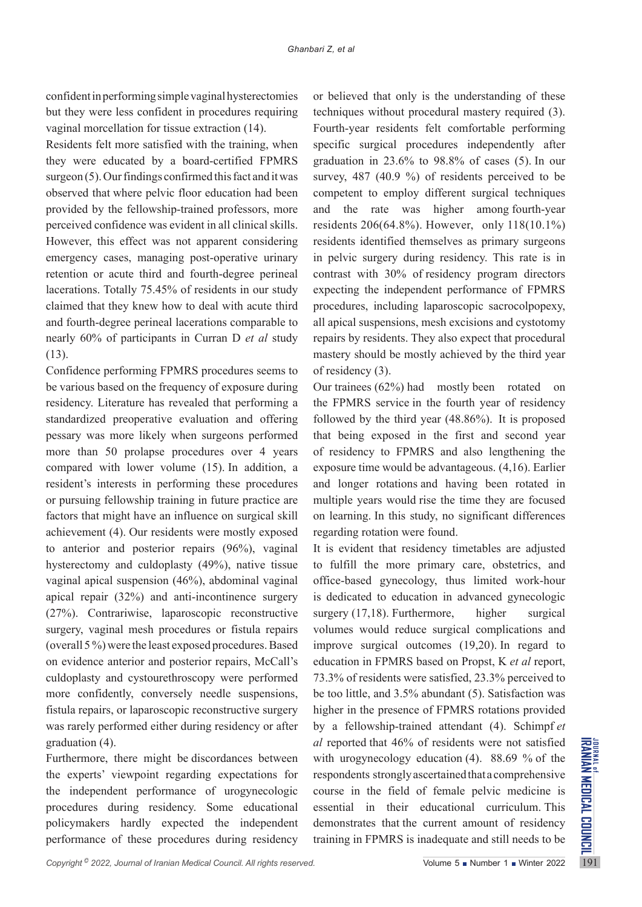confident in performing simple vaginal hysterectomies but they were less confident in procedures requiring vaginal morcellation for tissue extraction (14).

Residents felt more satisfied with the training, when they were educated by a board-certified FPMRS surgeon (5). Our findings confirmed this fact and it was observed that where pelvic floor education had been provided by the fellowship-trained professors, more perceived confidence was evident in all clinical skills. However, this effect was not apparent considering emergency cases, managing post-operative urinary retention or acute third and fourth-degree perineal lacerations. Totally 75.45% of residents in our study claimed that they knew how to deal with acute third and fourth-degree perineal lacerations comparable to nearly 60% of participants in Curran D *et al* study (13).

Confidence performing FPMRS procedures seems to be various based on the frequency of exposure during residency. Literature has revealed that performing a standardized preoperative evaluation and offering pessary was more likely when surgeons performed more than 50 prolapse procedures over 4 years compared with lower volume (15). In addition, a resident's interests in performing these procedures or pursuing fellowship training in future practice are factors that might have an influence on surgical skill achievement (4). Our residents were mostly exposed to anterior and posterior repairs (96%), vaginal hysterectomy and culdoplasty (49%), native tissue vaginal apical suspension (46%), abdominal vaginal apical repair (32%) and anti-incontinence surgery (27%). Contrariwise, laparoscopic reconstructive surgery, vaginal mesh procedures or fistula repairs (overall 5%) were the least exposed procedures. Based on evidence anterior and posterior repairs, McCall's culdoplasty and cystourethroscopy were performed more confidently, conversely needle suspensions, fistula repairs, or laparoscopic reconstructive surgery was rarely performed either during residency or after graduation (4).

Furthermore, there might be discordances between the experts' viewpoint regarding expectations for the independent performance of urogynecologic procedures during residency. Some educational policymakers hardly expected the independent performance of these procedures during residency or believed that only is the understanding of these techniques without procedural mastery required (3). Fourth-year residents felt comfortable performing specific surgical procedures independently after graduation in 23.6% to 98.8% of cases (5). In our survey, 487 (40.9 %) of residents perceived to be competent to employ different surgical techniques and the rate was higher among fourth-year residents 206(64.8%). However, only 118(10.1%) residents identified themselves as primary surgeons in pelvic surgery during residency. This rate is in contrast with 30% of residency program directors expecting the independent performance of FPMRS procedures, including laparoscopic sacrocolpopexy, all apical suspensions, mesh excisions and cystotomy repairs by residents. They also expect that procedural mastery should be mostly achieved by the third year of residency (3).

Our trainees (62%) had mostly been rotated on the FPMRS service in the fourth year of residency followed by the third year (48.86%). It is proposed that being exposed in the first and second year of residency to FPMRS and also lengthening the exposure time would be advantageous. (4,16). Earlier and longer rotations and having been rotated in multiple years would rise the time they are focused on learning. In this study, no significant differences regarding rotation were found.

It is evident that residency timetables are adjusted to fulfill the more primary care, obstetrics, and office-based gynecology, thus limited work-hour is dedicated to education in advanced gynecologic surgery (17,18). Furthermore, higher surgical volumes would reduce surgical complications and improve surgical outcomes (19,20). In regard to education in FPMRS based on Propst, K *et al* report, 73.3% of residents were satisfied, 23.3% perceived to be too little, and 3.5% abundant (5). Satisfaction was higher in the presence of FPMRS rotations provided by a fellowship-trained attendant (4). Schimpf *et al* reported that 46% of residents were not satisfied with urogynecology education (4). 88.69 % of the respondents strongly ascertained that a comprehensive course in the field of female pelvic medicine is essential in their educational curriculum. This demonstrates that the current amount of residency training in FPMRS is inadequate and still needs to be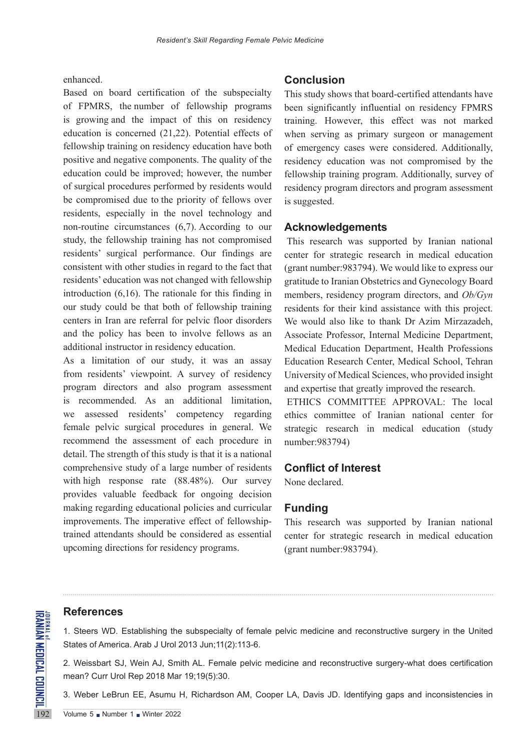enhanced.

Based on board certification of the subspecialty of FPMRS, the number of fellowship programs is growing and the impact of this on residency education is concerned (21,22). Potential effects of fellowship training on residency education have both positive and negative components. The quality of the education could be improved; however, the number of surgical procedures performed by residents would be compromised due to the priority of fellows over residents, especially in the novel technology and non-routine circumstances (6,7). According to our study, the fellowship training has not compromised residents' surgical performance. Our findings are consistent with other studies in regard to the fact that residents' education was not changed with fellowship introduction (6,16). The rationale for this finding in our study could be that both of fellowship training centers in Iran are referral for pelvic floor disorders and the policy has been to involve fellows as an additional instructor in residency education.

As a limitation of our study, it was an assay from residents' viewpoint. A survey of residency program directors and also program assessment is recommended. As an additional limitation, we assessed residents' competency regarding female pelvic surgical procedures in general. We recommend the assessment of each procedure in detail. The strength of this study is that it is a national comprehensive study of a large number of residents with high response rate (88.48%). Our survey provides valuable feedback for ongoing decision making regarding educational policies and curricular improvements. The imperative effect of fellowship-trained attendants should be considered as essential upcoming directions for residency programs.

## Conclusion

This study shows that board-certified attendants have been significantly influential on residency FPMRS training. However, this effect was not marked when serving as primary surgeon or management of emergency cases were considered. Additionally, residency education was not compromised by the fellowship training program. Additionally, survey of residency program directors and program assessment is suggested.

## Acknowledgements

This research was supported by Iranian national center for strategic research in medical education (grant number:983794). We would like to express our gratitude to Iranian Obstetrics and Gynecology Board members, residency program directors, and *Ob/Gyn* residents for their kind assistance with this project. We would also like to thank Dr Azim Mirzazadeh, Associate Professor, Internal Medicine Department, Medical Education Department, Health Professions Education Research Center, Medical School, Tehran University of Medical Sciences, who provided insight and expertise that greatly improved the research.

ETHICS COMMITTEE APPROVAL: The local ethics committee of Iranian national center for strategic research in medical education (study number:983794)

## Conflict of Interest

None declared.

## Funding

This research was supported by Iranian national center for strategic research in medical education (grant number:983794).

## References

1. Steers WD. Establishing the subspecialty of female pelvic medicine and reconstructive surgery in the United States of America. Arab J Urol 2013 Jun;11(2):113-6.

2. Weissbart SJ, Wein AJ, Smith AL. Female pelvic medicine and reconstructive surgery-what does certification mean? Curr Urol Rep 2018 Mar 19;19(5):30.

3. Weber LeBrun EE, Asumu H, Richardson AM, Cooper LA, Davis JD. Identifying gaps and inconsistencies in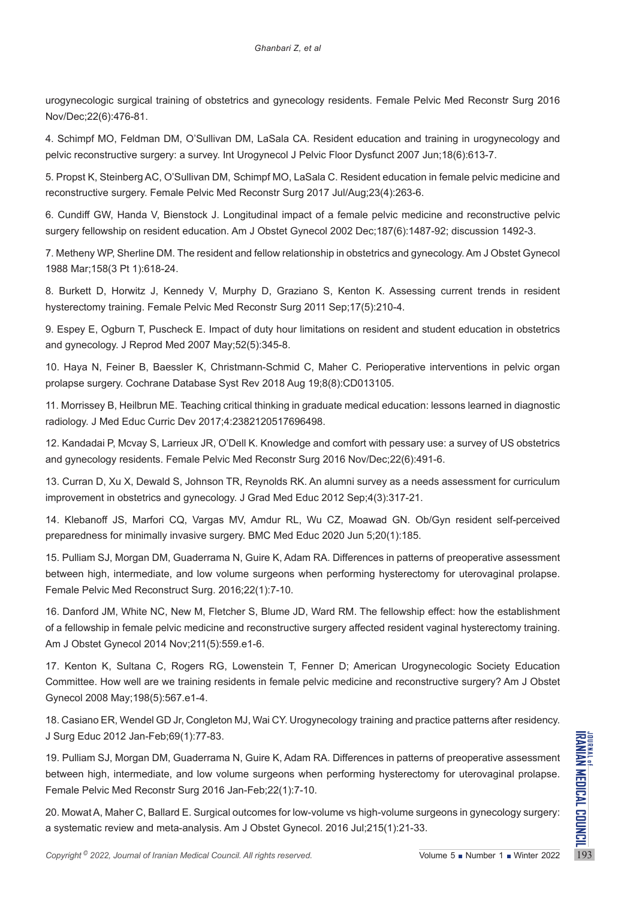urogynecologic surgical training of obstetrics and gynecology residents. Female Pelvic Med Reconstr Surg 2016 Nov/Dec;22(6):476-81.

4. Schimpf MO, Feldman DM, O'Sullivan DM, LaSala CA. Resident education and training in urogynecology and pelvic reconstructive surgery: a survey. Int Urogynecol J Pelvic Floor Dysfunct 2007 Jun;18(6):613-7.

5. Propst K, Steinberg AC, O'Sullivan DM, Schimpf MO, LaSala C. Resident education in female pelvic medicine and reconstructive surgery. Female Pelvic Med Reconstr Surg 2017 Jul/Aug;23(4):263-6.

6. Cundiff GW, Handa V, Bienstock J. Longitudinal impact of a female pelvic medicine and reconstructive pelvic surgery fellowship on resident education. Am J Obstet Gynecol 2002 Dec;187(6):1487-92; discussion 1492-3.

7. Metheny WP, Sherline DM. The resident and fellow relationship in obstetrics and gynecology. Am J Obstet Gynecol 1988 Mar;158(3 Pt 1):618-24.

8. Burkett D, Horwitz J, Kennedy V, Murphy D, Graziano S, Kenton K. Assessing current trends in resident hysterectomy training. Female Pelvic Med Reconstr Surg 2011 Sep;17(5):210-4.

9. Espey E, Ogburn T, Puscheck E. Impact of duty hour limitations on resident and student education in obstetrics and gynecology. J Reprod Med 2007 May;52(5):345-8.

10. Haya N, Feiner B, Baessler K, Christmann-Schmid C, Maher C. Perioperative interventions in pelvic organ prolapse surgery. Cochrane Database Syst Rev 2018 Aug 19;8(8):CD013105.

11. Morrissey B, Heilbrun ME. Teaching critical thinking in graduate medical education: lessons learned in diagnostic radiology. J Med Educ Curric Dev 2017;4:2382120517696498.

12. Kandadai P, Mcvay S, Larrieux JR, O'Dell K. Knowledge and comfort with pessary use: a survey of US obstetrics and gynecology residents. Female Pelvic Med Reconstr Surg 2016 Nov/Dec;22(6):491-6.

13. Curran D, Xu X, Dewald S, Johnson TR, Reynolds RK. An alumni survey as a needs assessment for curriculum improvement in obstetrics and gynecology. J Grad Med Educ 2012 Sep;4(3):317-21.

14. Klebanoff JS, Marfori CQ, Vargas MV, Amdur RL, Wu CZ, Moawad GN. Ob/Gyn resident self-perceived preparedness for minimally invasive surgery. BMC Med Educ 2020 Jun 5;20(1):185.

15. Pulliam SJ, Morgan DM, Guaderrama N, Guire K, Adam RA. Differences in patterns of preoperative assessment between high, intermediate, and low volume surgeons when performing hysterectomy for uterovaginal prolapse. Female Pelvic Med Reconstruct Surg. 2016;22(1):7-10.

16. Danford JM, White NC, New M, Fletcher S, Blume JD, Ward RM. The fellowship effect: how the establishment of a fellowship in female pelvic medicine and reconstructive surgery affected resident vaginal hysterectomy training. Am J Obstet Gynecol 2014 Nov;211(5):559.e1-6.

17. Kenton K, Sultana C, Rogers RG, Lowenstein T, Fenner D; American Urogynecologic Society Education Committee. How well are we training residents in female pelvic medicine and reconstructive surgery? Am J Obstet Gynecol 2008 May;198(5):567.e1-4.

18. Casiano ER, Wendel GD Jr, Congleton MJ, Wai CY. Urogynecology training and practice patterns after residency. J Surg Educ 2012 Jan-Feb;69(1):77-83.

19. Pulliam SJ, Morgan DM, Guaderrama N, Guire K, Adam RA. Differences in patterns of preoperative assessment between high, intermediate, and low volume surgeons when performing hysterectomy for uterovaginal prolapse. Female Pelvic Med Reconstr Surg 2016 Jan-Feb;22(1):7-10.

20. Mowat A, Maher C, Ballard E. Surgical outcomes for low-volume vs high-volume surgeons in gynecology surgery: a systematic review and meta-analysis. Am J Obstet Gynecol. 2016 Jul;215(1):21-33.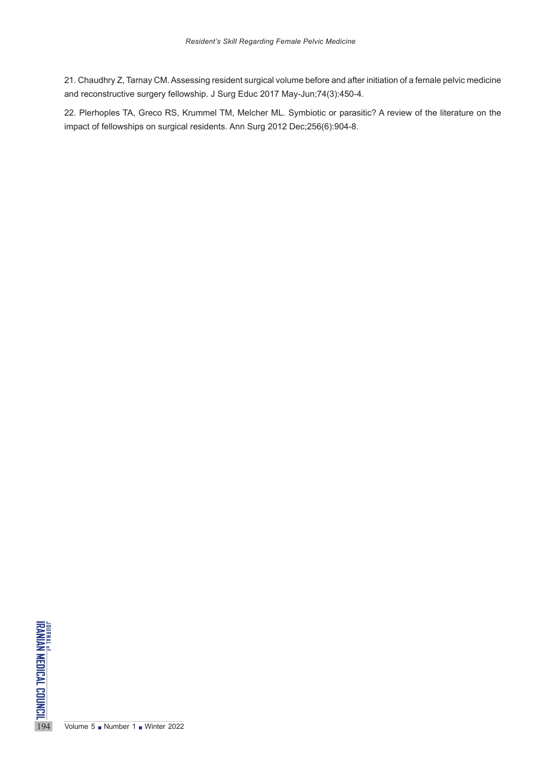21. Chaudhry Z, Tarnay CM. Assessing resident surgical volume before and after initiation of a female pelvic medicine and reconstructive surgery fellowship. J Surg Educ 2017 May-Jun;74(3):450-4.

22. Plerhoples TA, Greco RS, Krummel TM, Melcher ML. Symbiotic or parasitic? A review of the literature on the impact of fellowships on surgical residents. Ann Surg 2012 Dec;256(6):904-8.